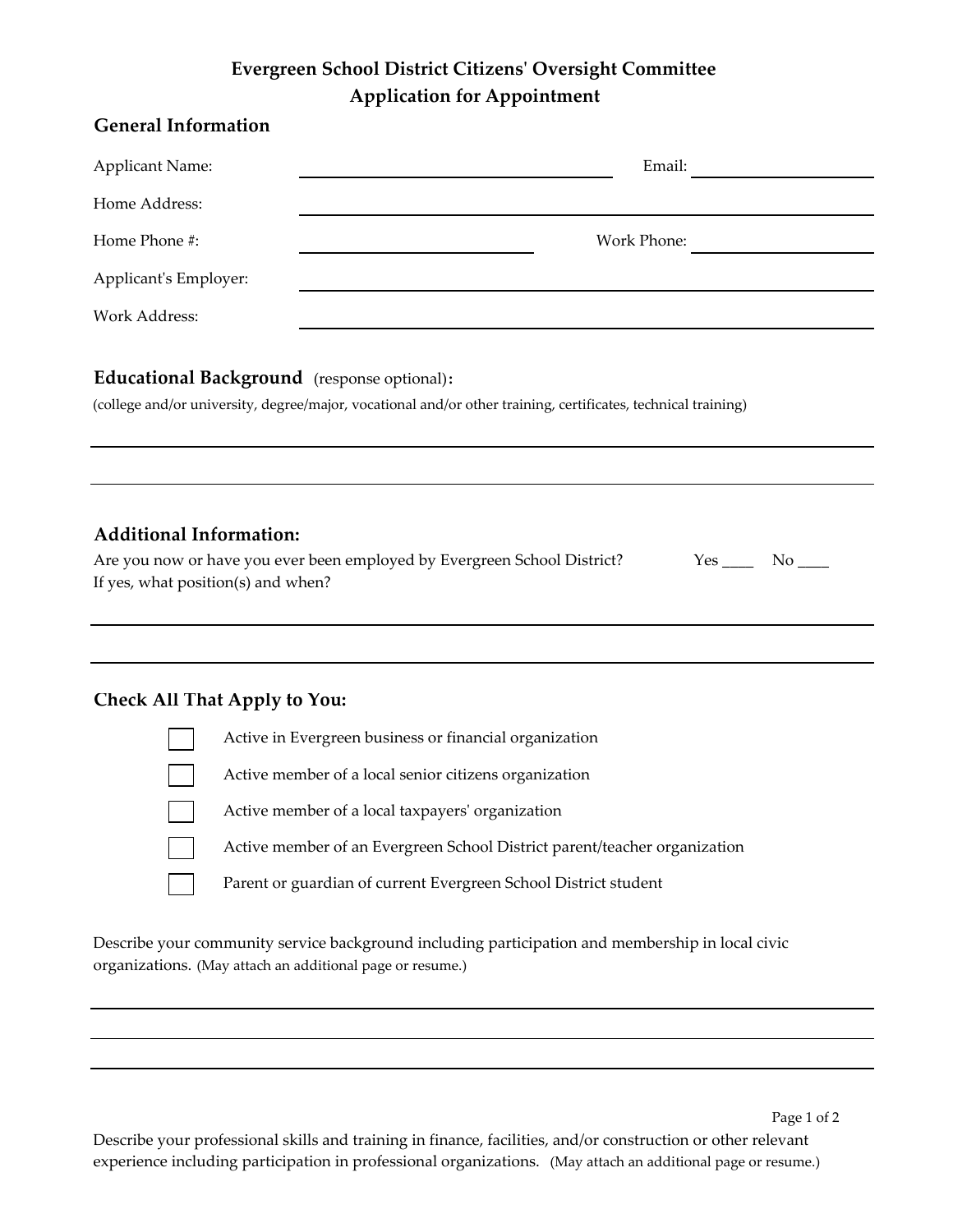# Evergreen School District Citizens' Oversight Committee
## Application for Appointment

### General Information

Applicant Name: ______________________ Email: ______________

Home Address: ______________________________________

Home Phone #: ________________ Work Phone: ______________

Applicant's Employer: ______________________________________

Work Address: ______________________________________

### Educational Background (response optional):

(college and/or university, degree/major, vocational and/or other training, certificates, technical training)

______________________________________________________________

______________________________________________________________

### Additional Information:

Are you now or have you ever been employed by Evergreen School District? Yes ____ No ____

If yes, what position(s) and when?

______________________________________________________________

______________________________________________________________

### Check All That Apply to You:

- ☐ Active in Evergreen business or financial organization
- ☐ Active member of a local senior citizens organization
- ☐ Active member of a local taxpayers' organization
- ☐ Active member of an Evergreen School District parent/teacher organization
- ☐ Parent or guardian of current Evergreen School District student

Describe your community service background including participation and membership in local civic organizations. (May attach an additional page or resume.)

______________________________________________________________

______________________________________________________________

______________________________________________________________

Describe your professional skills and training in finance, facilities, and/or construction or other relevant experience including participation in professional organizations. (May attach an additional page or resume.)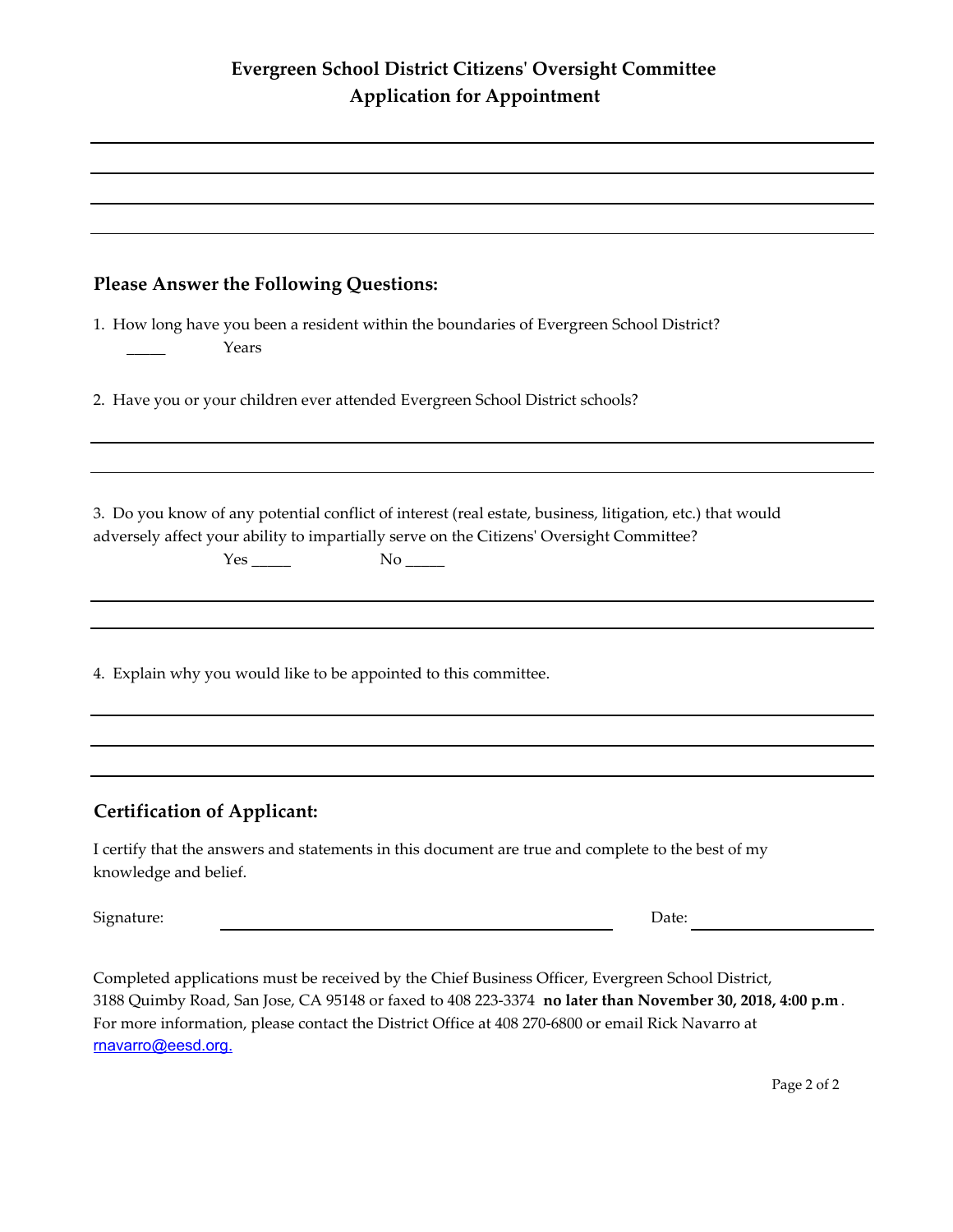# Evergreen School District Citizens' Oversight Committee
# Application for Appointment

## Please Answer the Following Questions:

1. How long have you been a resident within the boundaries of Evergreen School District?

   _____ Years

2. Have you or your children ever attended Evergreen School District schools?

3. Do you know of any potential conflict of interest (real estate, business, litigation, etc.) that would adversely affect your ability to impartially serve on the Citizens' Oversight Committee?

   Yes _____ No _____

4. Explain why you would like to be appointed to this committee.

## Certification of Applicant:

I certify that the answers and statements in this document are true and complete to the best of my knowledge and belief.

Signature: ______________________________ Date: ______________

Completed applications must be received by the Chief Business Officer, Evergreen School District, 3188 Quimby Road, San Jose, CA 95148 or faxed to 408 223-3374 **no later than November 30, 2018, 4:00 p.m**. For more information, please contact the District Office at 408 270-6800 or email Rick Navarro at rnavarro@eesd.org.